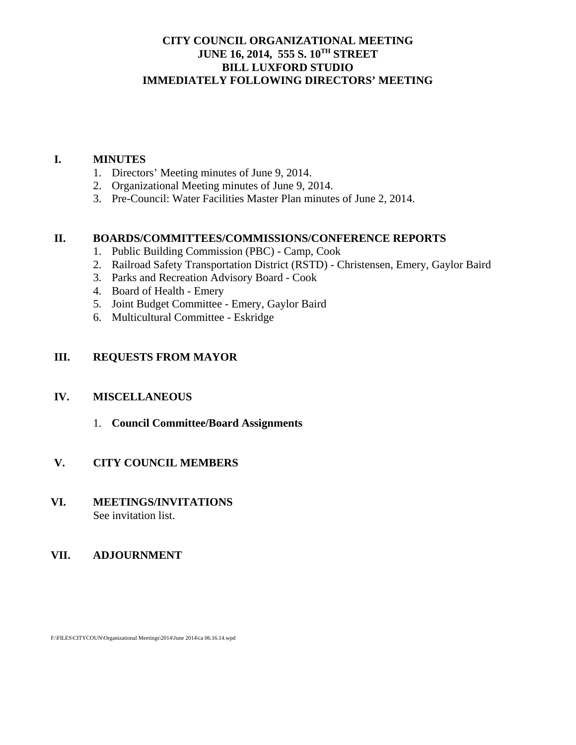# CITY COUNCIL ORGANIZATIONAL MEETING
# JUNE 16, 2014, 555 S. 10TH STREET
# BILL LUXFORD STUDIO
# IMMEDIATELY FOLLOWING DIRECTORS' MEETING

## I. MINUTES

1. Directors' Meeting minutes of June 9, 2014.
2. Organizational Meeting minutes of June 9, 2014.
3. Pre-Council: Water Facilities Master Plan minutes of June 2, 2014.

## II. BOARDS/COMMITTEES/COMMISSIONS/CONFERENCE REPORTS

1. Public Building Commission (PBC) - Camp, Cook
2. Railroad Safety Transportation District (RSTD) - Christensen, Emery, Gaylor Baird
3. Parks and Recreation Advisory Board - Cook
4. Board of Health - Emery
5. Joint Budget Committee - Emery, Gaylor Baird
6. Multicultural Committee - Eskridge

## III. REQUESTS FROM MAYOR

## IV. MISCELLANEOUS

1. **Council Committee/Board Assignments**

## V. CITY COUNCIL MEMBERS

## VI. MEETINGS/INVITATIONS

See invitation list.

## VII. ADJOURNMENT

F:\FILES\CITYCOUN\Organizational Meetings\2014\June 2014\ca 06.16.14.wpd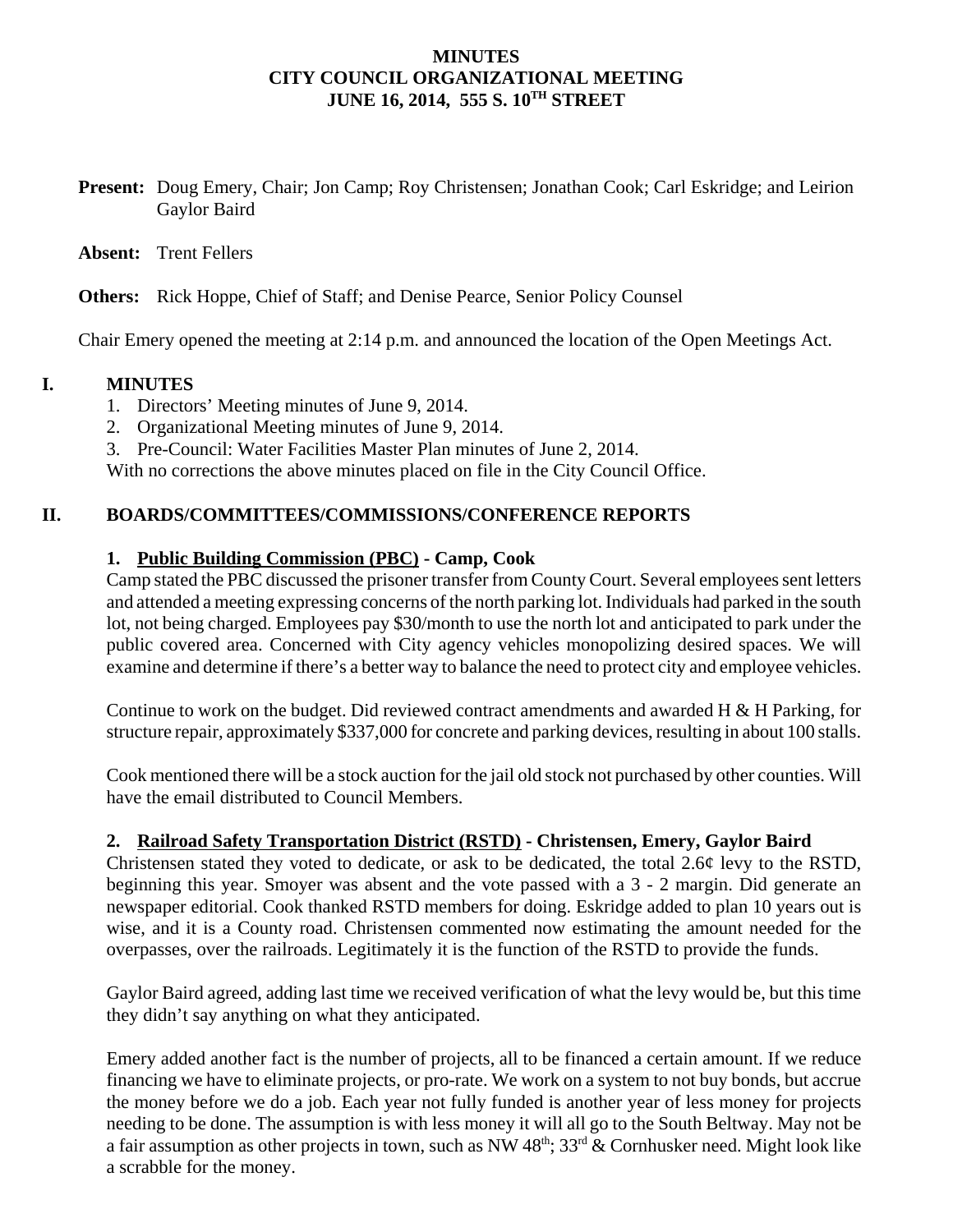**MINUTES**
**CITY COUNCIL ORGANIZATIONAL MEETING**
**JUNE 16, 2014, 555 S. 10TH STREET**

**Present:** Doug Emery, Chair; Jon Camp; Roy Christensen; Jonathan Cook; Carl Eskridge; and Leirion Gaylor Baird

**Absent:** Trent Fellers

**Others:** Rick Hoppe, Chief of Staff; and Denise Pearce, Senior Policy Counsel

Chair Emery opened the meeting at 2:14 p.m. and announced the location of the Open Meetings Act.

## I. MINUTES

1. Directors' Meeting minutes of June 9, 2014.
2. Organizational Meeting minutes of June 9, 2014.
3. Pre-Council: Water Facilities Master Plan minutes of June 2, 2014.

With no corrections the above minutes placed on file in the City Council Office.

## II. BOARDS/COMMITTEES/COMMISSIONS/CONFERENCE REPORTS

### 1. Public Building Commission (PBC) - Camp, Cook

Camp stated the PBC discussed the prisoner transfer from County Court. Several employees sent letters and attended a meeting expressing concerns of the north parking lot. Individuals had parked in the south lot, not being charged. Employees pay $30/month to use the north lot and anticipated to park under the public covered area. Concerned with City agency vehicles monopolizing desired spaces. We will examine and determine if there's a better way to balance the need to protect city and employee vehicles.

Continue to work on the budget. Did reviewed contract amendments and awarded H & H Parking, for structure repair, approximately $337,000 for concrete and parking devices, resulting in about 100 stalls.

Cook mentioned there will be a stock auction for the jail old stock not purchased by other counties. Will have the email distributed to Council Members.

### 2. Railroad Safety Transportation District (RSTD) - Christensen, Emery, Gaylor Baird

Christensen stated they voted to dedicate, or ask to be dedicated, the total 2.6¢ levy to the RSTD, beginning this year. Smoyer was absent and the vote passed with a 3 - 2 margin. Did generate an newspaper editorial. Cook thanked RSTD members for doing. Eskridge added to plan 10 years out is wise, and it is a County road. Christensen commented now estimating the amount needed for the overpasses, over the railroads. Legitimately it is the function of the RSTD to provide the funds.

Gaylor Baird agreed, adding last time we received verification of what the levy would be, but this time they didn't say anything on what they anticipated.

Emery added another fact is the number of projects, all to be financed a certain amount. If we reduce financing we have to eliminate projects, or pro-rate. We work on a system to not buy bonds, but accrue the money before we do a job. Each year not fully funded is another year of less money for projects needing to be done. The assumption is with less money it will all go to the South Beltway. May not be a fair assumption as other projects in town, such as NW 48th; 33rd & Cornhusker need. Might look like a scrabble for the money.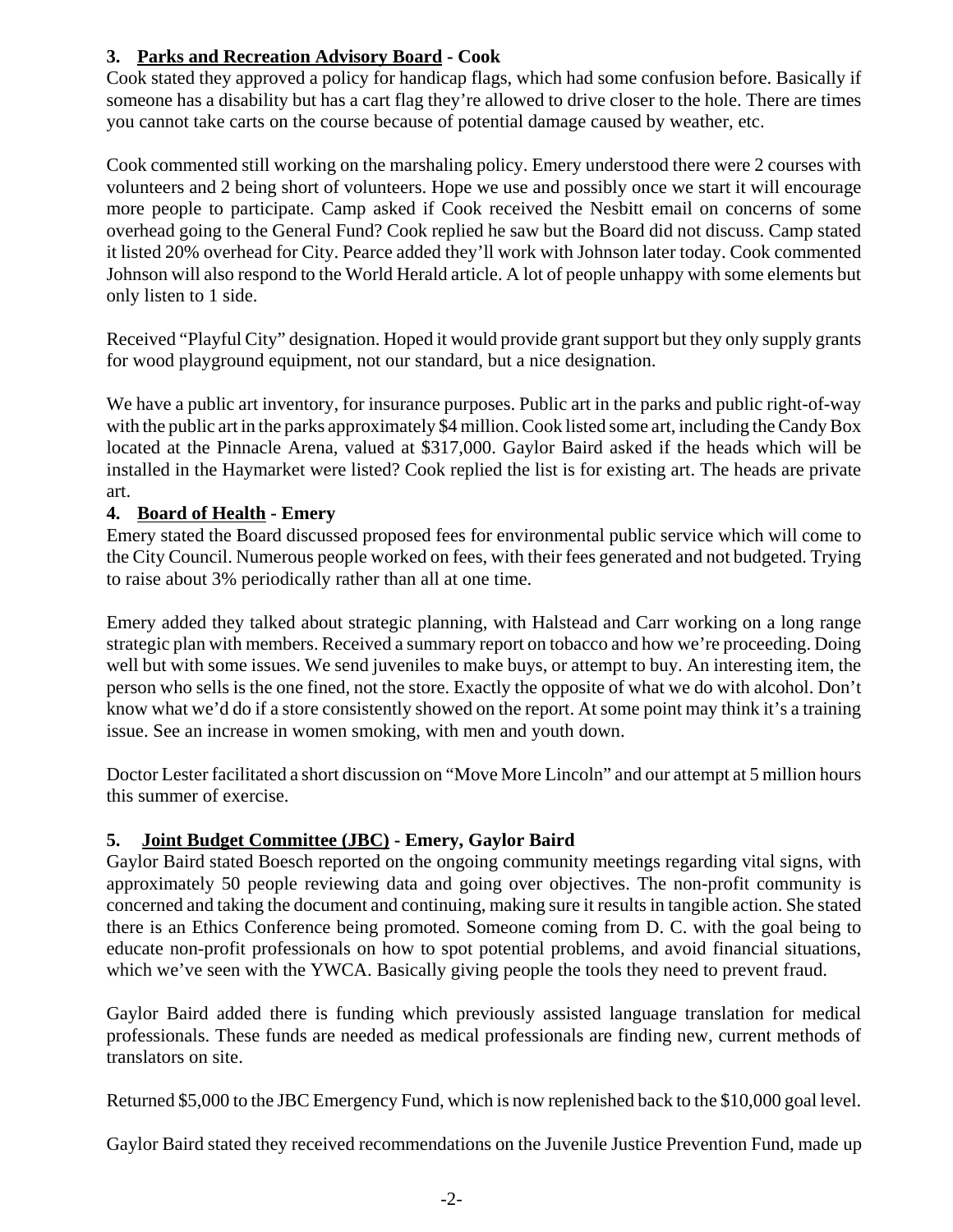### 3. <u>Parks and Recreation Advisory Board</u> - Cook

Cook stated they approved a policy for handicap flags, which had some confusion before. Basically if someone has a disability but has a cart flag they're allowed to drive closer to the hole. There are times you cannot take carts on the course because of potential damage caused by weather, etc.

Cook commented still working on the marshaling policy. Emery understood there were 2 courses with volunteers and 2 being short of volunteers. Hope we use and possibly once we start it will encourage more people to participate. Camp asked if Cook received the Nesbitt email on concerns of some overhead going to the General Fund? Cook replied he saw but the Board did not discuss. Camp stated it listed 20% overhead for City. Pearce added they'll work with Johnson later today. Cook commented Johnson will also respond to the World Herald article. A lot of people unhappy with some elements but only listen to 1 side.

Received "Playful City" designation. Hoped it would provide grant support but they only supply grants for wood playground equipment, not our standard, but a nice designation.

We have a public art inventory, for insurance purposes. Public art in the parks and public right-of-way with the public art in the parks approximately $4 million. Cook listed some art, including the Candy Box located at the Pinnacle Arena, valued at $317,000. Gaylor Baird asked if the heads which will be installed in the Haymarket were listed? Cook replied the list is for existing art. The heads are private art.

### 4. <u>Board of Health</u> - Emery

Emery stated the Board discussed proposed fees for environmental public service which will come to the City Council. Numerous people worked on fees, with their fees generated and not budgeted. Trying to raise about 3% periodically rather than all at one time.

Emery added they talked about strategic planning, with Halstead and Carr working on a long range strategic plan with members. Received a summary report on tobacco and how we're proceeding. Doing well but with some issues. We send juveniles to make buys, or attempt to buy. An interesting item, the person who sells is the one fined, not the store. Exactly the opposite of what we do with alcohol. Don't know what we'd do if a store consistently showed on the report. At some point may think it's a training issue. See an increase in women smoking, with men and youth down.

Doctor Lester facilitated a short discussion on "Move More Lincoln" and our attempt at 5 million hours this summer of exercise.

### 5. <u>Joint Budget Committee (JBC)</u> - Emery, Gaylor Baird

Gaylor Baird stated Boesch reported on the ongoing community meetings regarding vital signs, with approximately 50 people reviewing data and going over objectives. The non-profit community is concerned and taking the document and continuing, making sure it results in tangible action. She stated there is an Ethics Conference being promoted. Someone coming from D. C. with the goal being to educate non-profit professionals on how to spot potential problems, and avoid financial situations, which we've seen with the YWCA. Basically giving people the tools they need to prevent fraud.

Gaylor Baird added there is funding which previously assisted language translation for medical professionals. These funds are needed as medical professionals are finding new, current methods of translators on site.

Returned $5,000 to the JBC Emergency Fund, which is now replenished back to the $10,000 goal level.

Gaylor Baird stated they received recommendations on the Juvenile Justice Prevention Fund, made up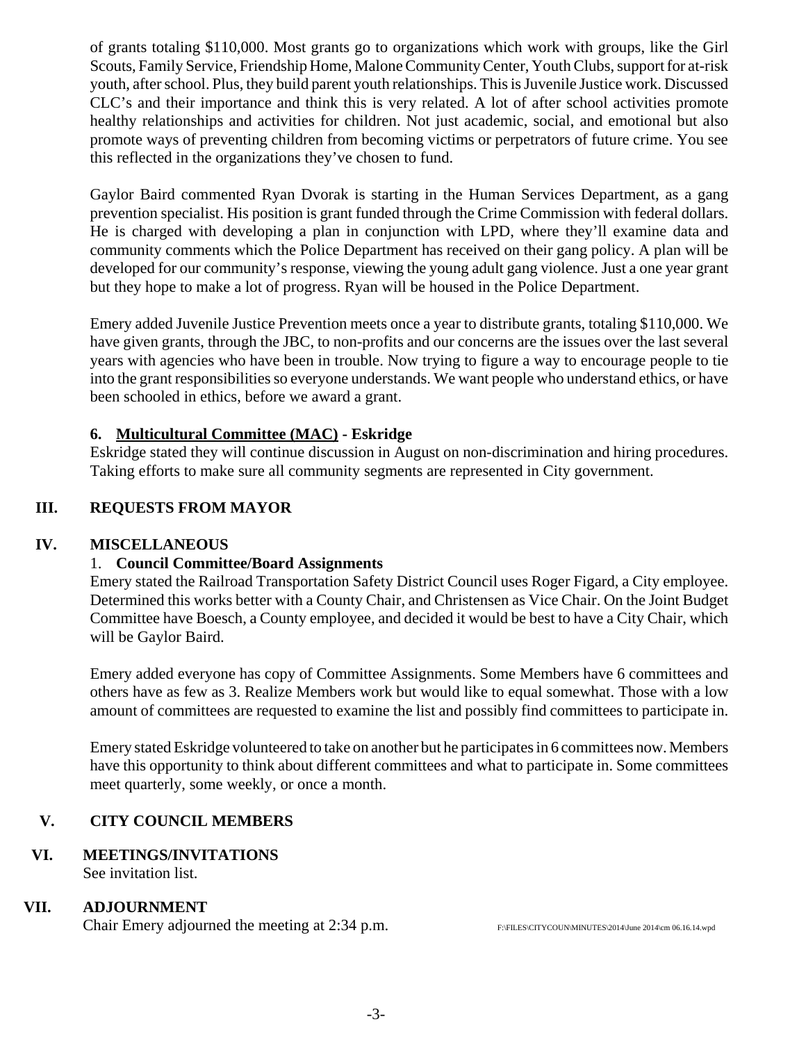of grants totaling $110,000. Most grants go to organizations which work with groups, like the Girl Scouts, Family Service, Friendship Home, Malone Community Center, Youth Clubs, support for at-risk youth, after school. Plus, they build parent youth relationships. This is Juvenile Justice work. Discussed CLC's and their importance and think this is very related. A lot of after school activities promote healthy relationships and activities for children. Not just academic, social, and emotional but also promote ways of preventing children from becoming victims or perpetrators of future crime. You see this reflected in the organizations they've chosen to fund.

Gaylor Baird commented Ryan Dvorak is starting in the Human Services Department, as a gang prevention specialist. His position is grant funded through the Crime Commission with federal dollars. He is charged with developing a plan in conjunction with LPD, where they'll examine data and community comments which the Police Department has received on their gang policy. A plan will be developed for our community's response, viewing the young adult gang violence. Just a one year grant but they hope to make a lot of progress. Ryan will be housed in the Police Department.

Emery added Juvenile Justice Prevention meets once a year to distribute grants, totaling $110,000. We have given grants, through the JBC, to non-profits and our concerns are the issues over the last several years with agencies who have been in trouble. Now trying to figure a way to encourage people to tie into the grant responsibilities so everyone understands. We want people who understand ethics, or have been schooled in ethics, before we award a grant.

**6. Multicultural Committee (MAC) - Eskridge**

Eskridge stated they will continue discussion in August on non-discrimination and hiring procedures. Taking efforts to make sure all community segments are represented in City government.

## III. REQUESTS FROM MAYOR

## IV. MISCELLANEOUS

1. **Council Committee/Board Assignments**

Emery stated the Railroad Transportation Safety District Council uses Roger Figard, a City employee. Determined this works better with a County Chair, and Christensen as Vice Chair. On the Joint Budget Committee have Boesch, a County employee, and decided it would be best to have a City Chair, which will be Gaylor Baird.

Emery added everyone has copy of Committee Assignments. Some Members have 6 committees and others have as few as 3. Realize Members work but would like to equal somewhat. Those with a low amount of committees are requested to examine the list and possibly find committees to participate in.

Emery stated Eskridge volunteered to take on another but he participates in 6 committees now. Members have this opportunity to think about different committees and what to participate in. Some committees meet quarterly, some weekly, or once a month.

## V. CITY COUNCIL MEMBERS

## VI. MEETINGS/INVITATIONS

See invitation list.

## VII. ADJOURNMENT

Chair Emery adjourned the meeting at 2:34 p.m.

F:\FILES\CITYCOUN\MINUTES\2014\June 2014\cm 06.16.14.wpd